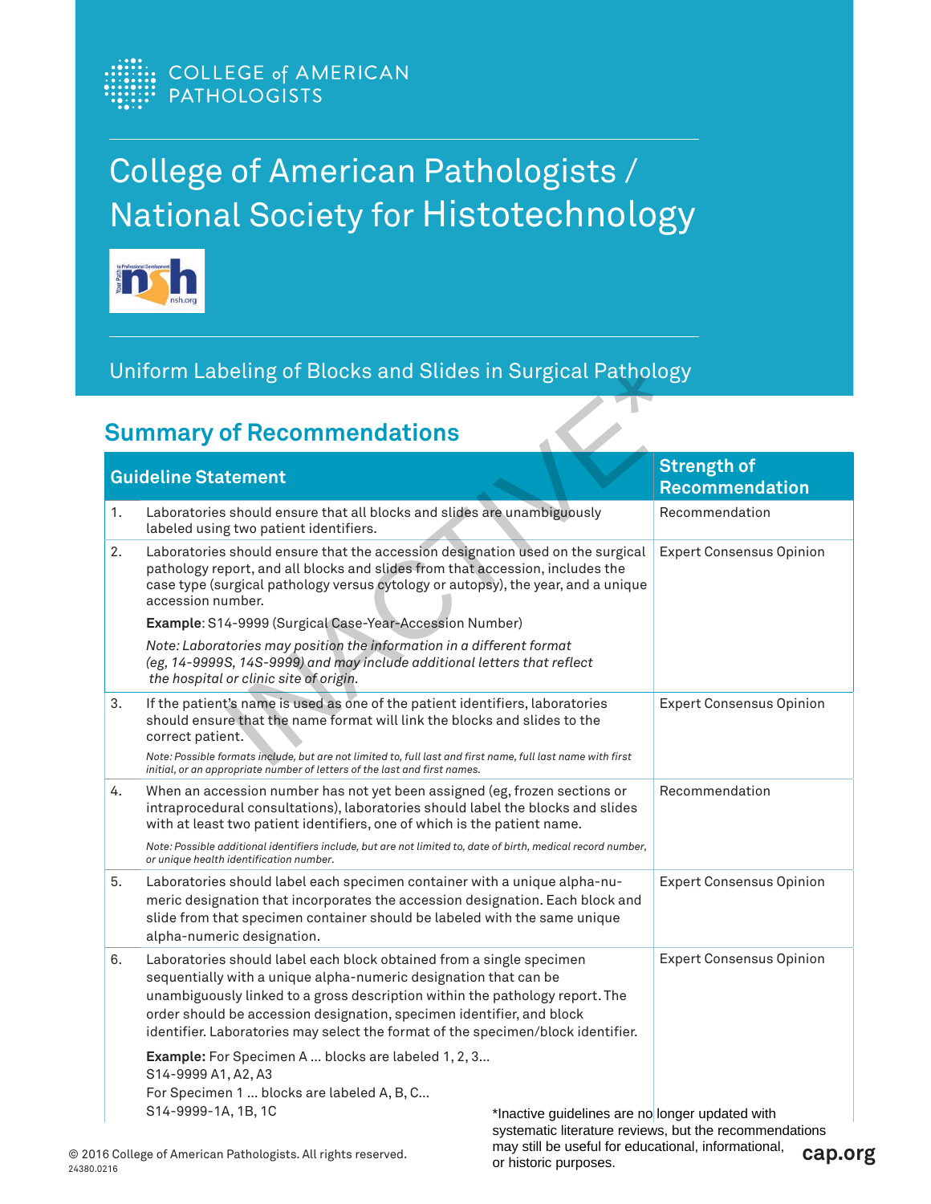COLLEGE of AMERICAN PATHOLOGISTS

# College of American Pathologists / National Society for Histotechnology

## Uniform Labeling of Blocks and Slides in Surgical Pathology

INACTIVE*

## Summary of Recommendations

| | Guideline Statement | Strength of Recommendation |
|---|---|---|
| 1. | Laboratories should ensure that all blocks and slides are unambiguously labeled using two patient identifiers. | Recommendation |
| 2. | Laboratories should ensure that the accession designation used on the surgical pathology report, and all blocks and slides from that accession, includes the case type (surgical pathology versus cytology or autopsy), the year, and a unique accession number.<br><br>**Example**: S14-9999 (Surgical Case-Year-Accession Number)<br><br>*Note: Laboratories may position the information in a different format (eg, 14-9999S, 14S-9999) and may include additional letters that reflect the hospital or clinic site of origin.* | Expert Consensus Opinion |
| 3. | If the patient's name is used as one of the patient identifiers, laboratories should ensure that the name format will link the blocks and slides to the correct patient.<br><br>*Note: Possible formats include, but are not limited to, full last and first name, full last name with first initial, or an appropriate number of letters of the last and first names.* | Expert Consensus Opinion |
| 4. | When an accession number has not yet been assigned (eg, frozen sections or intraprocedural consultations), laboratories should label the blocks and slides with at least two patient identifiers, one of which is the patient name.<br><br>*Note: Possible additional identifiers include, but are not limited to, date of birth, medical record number, or unique health identification number.* | Recommendation |
| 5. | Laboratories should label each specimen container with a unique alpha-numeric designation that incorporates the accession designation. Each block and slide from that specimen container should be labeled with the same unique alpha-numeric designation. | Expert Consensus Opinion |
| 6. | Laboratories should label each block obtained from a single specimen sequentially with a unique alpha-numeric designation that can be unambiguously linked to a gross description within the pathology report. The order should be accession designation, specimen identifier, and block identifier. Laboratories may select the format of the specimen/block identifier.<br><br>**Example:** For Specimen A ... blocks are labeled 1, 2, 3...<br>S14-9999 A1, A2, A3<br>For Specimen 1 ... blocks are labeled A, B, C...<br>S14-9999-1A, 1B, 1C | Expert Consensus Opinion |

*Inactive guidelines are no longer updated with systematic literature reviews, but the recommendations may still be useful for educational, informational, or historic purposes.

© 2016 College of American Pathologists. All rights reserved.
24380.0216

cap.org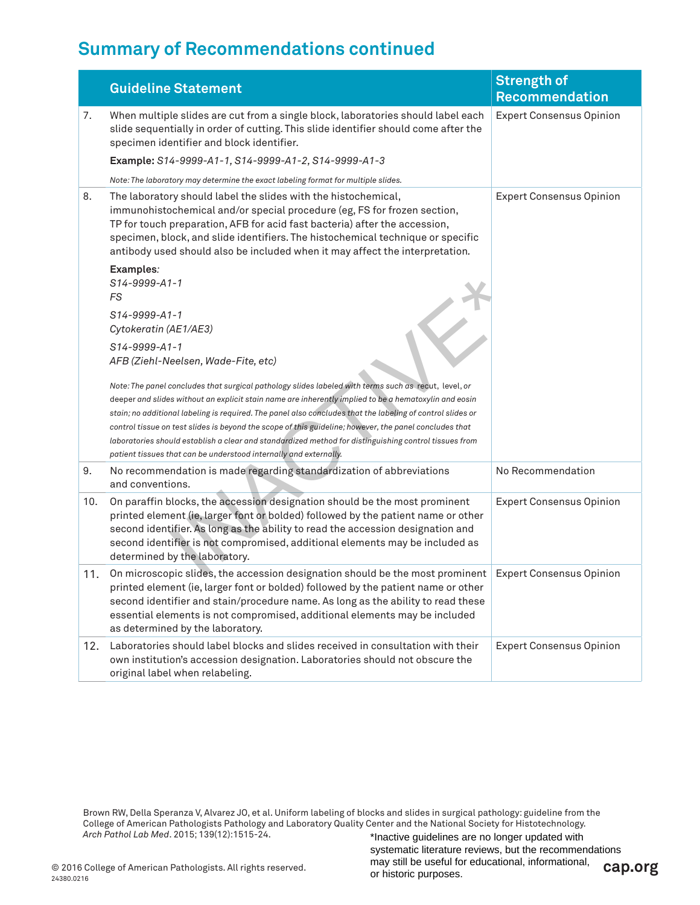## Summary of Recommendations continued

| | Guideline Statement | Strength of Recommendation |
|---|---|---|
| 7. | When multiple slides are cut from a single block, laboratories should label each slide sequentially in order of cutting. This slide identifier should come after the specimen identifier and block identifier.<br><br>**Example:** *S14-9999-A1-1, S14-9999-A1-2, S14-9999-A1-3*<br><br>*Note: The laboratory may determine the exact labeling format for multiple slides.* | Expert Consensus Opinion |
| 8. | The laboratory should label the slides with the histochemical, immunohistochemical and/or special procedure (eg, FS for frozen section, TP for touch preparation, AFB for acid fast bacteria) after the accession, specimen, block, and slide identifiers. The histochemical technique or specific antibody used should also be included when it may affect the interpretation.<br><br>**Examples***:*<br>*S14-9999-A1-1*<br>*FS*<br><br>*S14-9999-A1-1*<br>*Cytokeratin (AE1/AE3)*<br><br>*S14-9999-A1-1*<br>*AFB (Ziehl-Neelsen, Wade-Fite, etc)*<br><br>*Note: The panel concludes that surgical pathology slides labeled with terms such as recut, level, or deeper and slides without an explicit stain name are inherently implied to be a hematoxylin and eosin stain; no additional labeling is required. The panel also concludes that the labeling of control slides or control tissue on test slides is beyond the scope of this guideline; however, the panel concludes that laboratories should establish a clear and standardized method for distinguishing control tissues from patient tissues that can be understood internally and externally.* | Expert Consensus Opinion |
| 9. | No recommendation is made regarding standardization of abbreviations and conventions. | No Recommendation |
| 10. | On paraffin blocks, the accession designation should be the most prominent printed element (ie, larger font or bolded) followed by the patient name or other second identifier. As long as the ability to read the accession designation and second identifier is not compromised, additional elements may be included as determined by the laboratory. | Expert Consensus Opinion |
| 11. | On microscopic slides, the accession designation should be the most prominent printed element (ie, larger font or bolded) followed by the patient name or other second identifier and stain/procedure name. As long as the ability to read these essential elements is not compromised, additional elements may be included as determined by the laboratory. | Expert Consensus Opinion |
| 12. | Laboratories should label blocks and slides received in consultation with their own institution's accession designation. Laboratories should not obscure the original label when relabeling. | Expert Consensus Opinion |

INACTIVE*

Brown RW, Della Speranza V, Alvarez JO, et al. Uniform labeling of blocks and slides in surgical pathology: guideline from the College of American Pathologists Pathology and Laboratory Quality Center and the National Society for Histotechnology. *Arch Pathol Lab Med*. 2015; 139(12):1515-24.

*Inactive guidelines are no longer updated with systematic literature reviews, but the recommendations may still be useful for educational, informational, or historic purposes.

© 2016 College of American Pathologists. All rights reserved.
24380.0216

cap.org